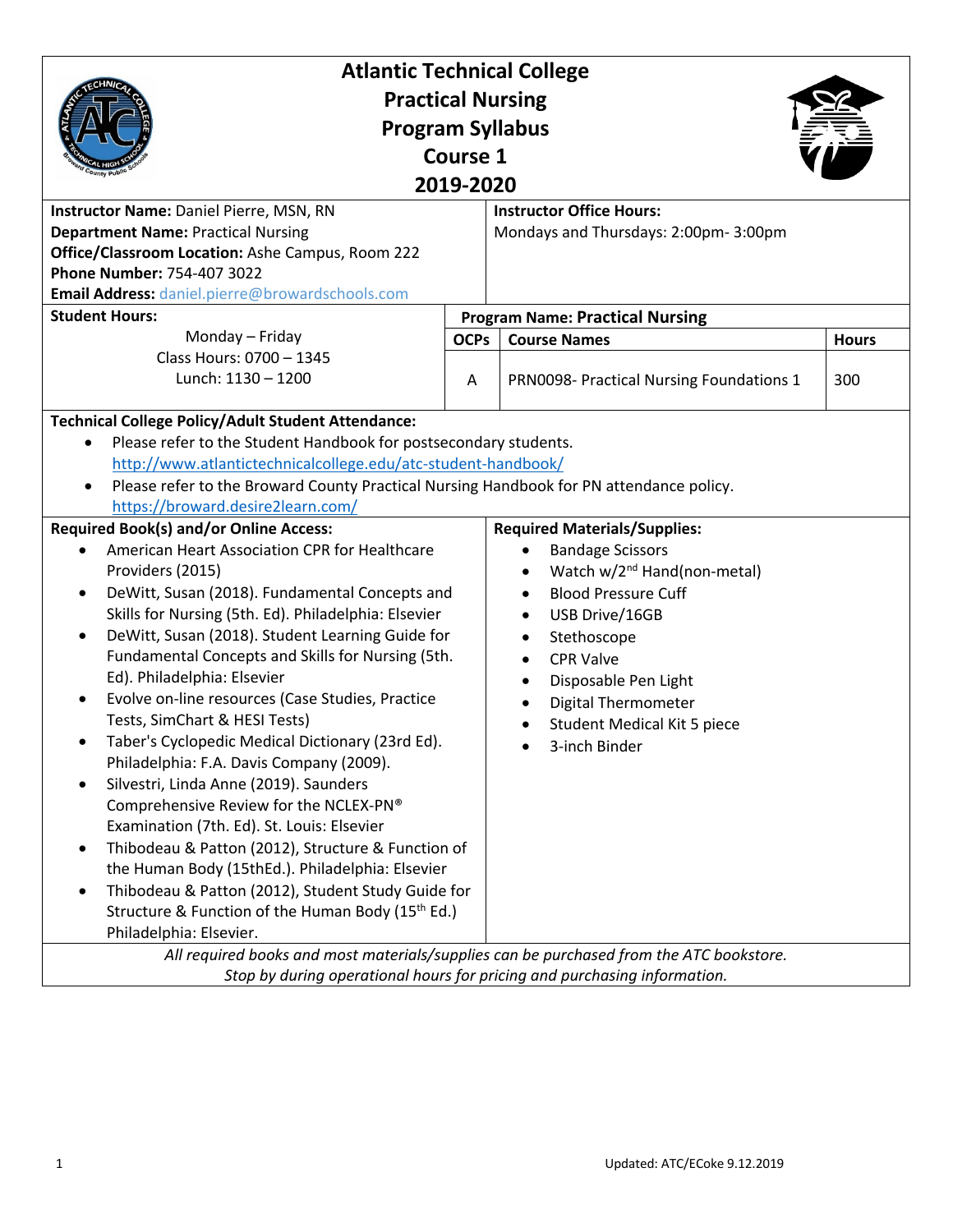# Atlantic Technical College
## Practical Nursing
## Program Syllabus
## Course 1
## 2019-2020

**Instructor Name:** Daniel Pierre, MSN, RN
**Department Name:** Practical Nursing
**Office/Classroom Location:** Ashe Campus, Room 222
**Phone Number:** 754-407 3022
**Email Address:** daniel.pierre@browardschools.com

**Instructor Office Hours:**
Mondays and Thursdays: 2:00pm- 3:00pm

**Student Hours:**
Monday – Friday
Class Hours: 0700 – 1345
Lunch: 1130 – 1200

**Program Name: Practical Nursing**

| OCPs | Course Names | Hours |
|---|---|---|
| A | PRN0098- Practical Nursing Foundations 1 | 300 |

**Technical College Policy/Adult Student Attendance:**

- Please refer to the Student Handbook for postsecondary students. http://www.atlantictechnicalcollege.edu/atc-student-handbook/
- Please refer to the Broward County Practical Nursing Handbook for PN attendance policy. https://broward.desire2learn.com/

**Required Book(s) and/or Online Access:**

- American Heart Association CPR for Healthcare Providers (2015)
- DeWitt, Susan (2018). Fundamental Concepts and Skills for Nursing (5th. Ed). Philadelphia: Elsevier
- DeWitt, Susan (2018). Student Learning Guide for Fundamental Concepts and Skills for Nursing (5th. Ed). Philadelphia: Elsevier
- Evolve on-line resources (Case Studies, Practice Tests, SimChart & HESI Tests)
- Taber's Cyclopedic Medical Dictionary (23rd Ed). Philadelphia: F.A. Davis Company (2009).
- Silvestri, Linda Anne (2019). Saunders Comprehensive Review for the NCLEX-PN® Examination (7th. Ed). St. Louis: Elsevier
- Thibodeau & Patton (2012), Structure & Function of the Human Body (15thEd.). Philadelphia: Elsevier
- Thibodeau & Patton (2012), Student Study Guide for Structure & Function of the Human Body (15th Ed.) Philadelphia: Elsevier.

**Required Materials/Supplies:**

- Bandage Scissors
- Watch w/2nd Hand(non-metal)
- Blood Pressure Cuff
- USB Drive/16GB
- Stethoscope
- CPR Valve
- Disposable Pen Light
- Digital Thermometer
- Student Medical Kit 5 piece
- 3-inch Binder

*All required books and most materials/supplies can be purchased from the ATC bookstore. Stop by during operational hours for pricing and purchasing information.*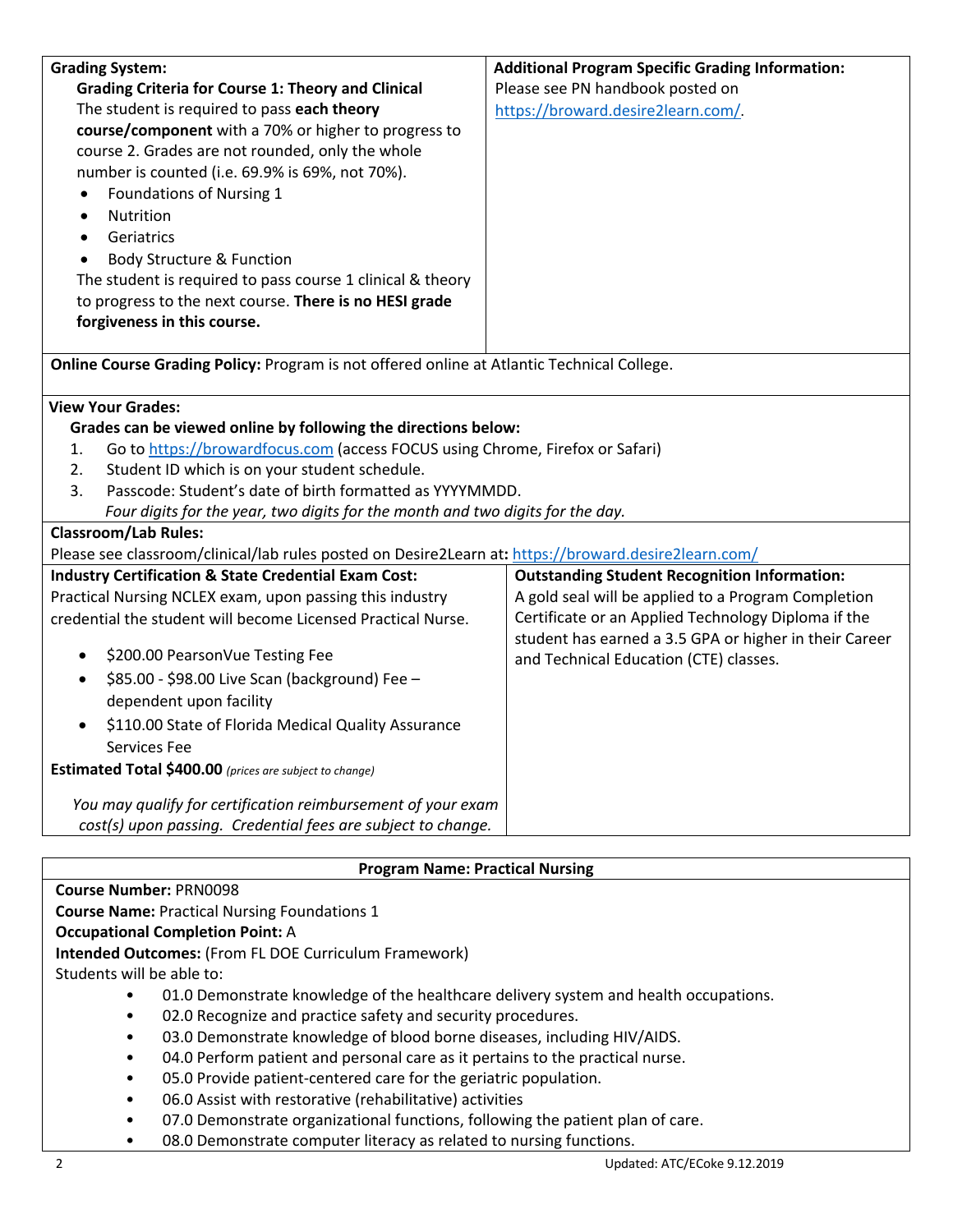**Grading System:**

**Grading Criteria for Course 1: Theory and Clinical**

The student is required to pass **each theory course/component** with a 70% or higher to progress to course 2. Grades are not rounded, only the whole number is counted (i.e. 69.9% is 69%, not 70%).

- Foundations of Nursing 1
- Nutrition
- Geriatrics
- Body Structure & Function

The student is required to pass course 1 clinical & theory to progress to the next course. **There is no HESI grade forgiveness in this course.**

**Additional Program Specific Grading Information:**

Please see PN handbook posted on https://broward.desire2learn.com/.

**Online Course Grading Policy:** Program is not offered online at Atlantic Technical College.

**View Your Grades:**

**Grades can be viewed online by following the directions below:**

1. Go to https://browardfocus.com (access FOCUS using Chrome, Firefox or Safari)
2. Student ID which is on your student schedule.
3. Passcode: Student's date of birth formatted as YYYYMMDD.
   *Four digits for the year, two digits for the month and two digits for the day.*

**Classroom/Lab Rules:**

Please see classroom/clinical/lab rules posted on Desire2Learn at**:** https://broward.desire2learn.com/

**Industry Certification & State Credential Exam Cost:**

Practical Nursing NCLEX exam, upon passing this industry credential the student will become Licensed Practical Nurse.

- $200.00 PearsonVue Testing Fee
- $85.00 - $98.00 Live Scan (background) Fee – dependent upon facility
- $110.00 State of Florida Medical Quality Assurance Services Fee

**Estimated Total $400.00** *(prices are subject to change)*

*You may qualify for certification reimbursement of your exam cost(s) upon passing. Credential fees are subject to change.*

**Outstanding Student Recognition Information:**

A gold seal will be applied to a Program Completion Certificate or an Applied Technology Diploma if the student has earned a 3.5 GPA or higher in their Career and Technical Education (CTE) classes.

## Program Name: Practical Nursing

**Course Number:** PRN0098
**Course Name:** Practical Nursing Foundations 1
**Occupational Completion Point:** A
**Intended Outcomes:** (From FL DOE Curriculum Framework)
Students will be able to:

- 01.0 Demonstrate knowledge of the healthcare delivery system and health occupations.
- 02.0 Recognize and practice safety and security procedures.
- 03.0 Demonstrate knowledge of blood borne diseases, including HIV/AIDS.
- 04.0 Perform patient and personal care as it pertains to the practical nurse.
- 05.0 Provide patient-centered care for the geriatric population.
- 06.0 Assist with restorative (rehabilitative) activities
- 07.0 Demonstrate organizational functions, following the patient plan of care.
- 08.0 Demonstrate computer literacy as related to nursing functions.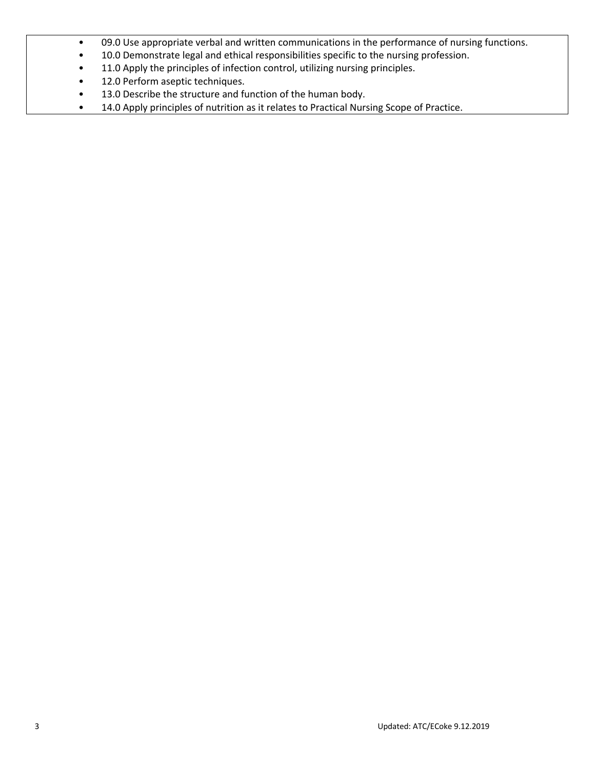- 09.0 Use appropriate verbal and written communications in the performance of nursing functions.
- 10.0 Demonstrate legal and ethical responsibilities specific to the nursing profession.
- 11.0 Apply the principles of infection control, utilizing nursing principles.
- 12.0 Perform aseptic techniques.
- 13.0 Describe the structure and function of the human body.
- 14.0 Apply principles of nutrition as it relates to Practical Nursing Scope of Practice.